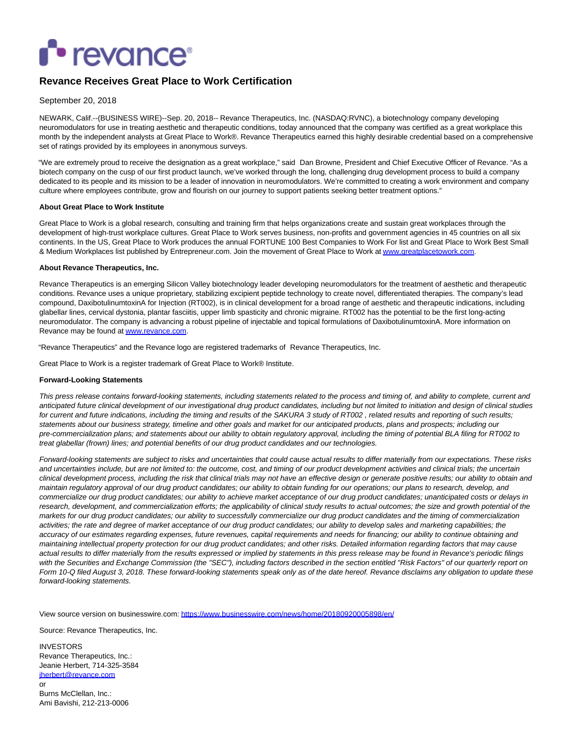# Revance Receives Great Place to Work Certification

September 20, 2018

NEWARK, Calif.--(BUSINESS WIRE)--Sep. 20, 2018-- Revance Therapeutics, Inc. (NASDAQ:RVNC), a biotechnology company developing neuromodulators for use in treating aesthetic and therapeutic conditions, today announced that the company was certified as a great workplace this month by the independent analysts at Great Place to Work®. Revance Therapeutics earned this highly desirable credential based on a comprehensive set of ratings provided by its employees in anonymous surveys.

"We are extremely proud to receive the designation as a great workplace," said Dan Browne, President and Chief Executive Officer of Revance. "As a biotech company on the cusp of our first product launch, we've worked through the long, challenging drug development process to build a company dedicated to its people and its mission to be a leader of innovation in neuromodulators. We're committed to creating a work environment and company culture where employees contribute, grow and flourish on our journey to support patients seeking better treatment options."

**About Great Place to Work Institute**

Great Place to Work is a global research, consulting and training firm that helps organizations create and sustain great workplaces through the development of high-trust workplace cultures. Great Place to Work serves business, non-profits and government agencies in 45 countries on all six continents. In the US, Great Place to Work produces the annual FORTUNE 100 Best Companies to Work For list and Great Place to Work Best Small & Medium Workplaces list published by Entrepreneur.com. Join the movement of Great Place to Work at www.greatplacetowork.com.

**About Revance Therapeutics, Inc.**

Revance Therapeutics is an emerging Silicon Valley biotechnology leader developing neuromodulators for the treatment of aesthetic and therapeutic conditions. Revance uses a unique proprietary, stabilizing excipient peptide technology to create novel, differentiated therapies. The company's lead compound, DaxibotulinumtoxinA for Injection (RT002), is in clinical development for a broad range of aesthetic and therapeutic indications, including glabellar lines, cervical dystonia, plantar fasciitis, upper limb spasticity and chronic migraine. RT002 has the potential to be the first long-acting neuromodulator. The company is advancing a robust pipeline of injectable and topical formulations of DaxibotulinumtoxinA. More information on Revance may be found at www.revance.com.

"Revance Therapeutics" and the Revance logo are registered trademarks of Revance Therapeutics, Inc.

Great Place to Work is a register trademark of Great Place to Work® Institute.

**Forward-Looking Statements**

*This press release contains forward-looking statements, including statements related to the process and timing of, and ability to complete, current and anticipated future clinical development of our investigational drug product candidates, including but not limited to initiation and design of clinical studies for current and future indications, including the timing and results of the SAKURA 3 study of RT002 , related results and reporting of such results; statements about our business strategy, timeline and other goals and market for our anticipated products, plans and prospects; including our pre-commercialization plans; and statements about our ability to obtain regulatory approval, including the timing of potential BLA filing for RT002 to treat glabellar (frown) lines; and potential benefits of our drug product candidates and our technologies.*

*Forward-looking statements are subject to risks and uncertainties that could cause actual results to differ materially from our expectations. These risks and uncertainties include, but are not limited to: the outcome, cost, and timing of our product development activities and clinical trials; the uncertain clinical development process, including the risk that clinical trials may not have an effective design or generate positive results; our ability to obtain and maintain regulatory approval of our drug product candidates; our ability to obtain funding for our operations; our plans to research, develop, and commercialize our drug product candidates; our ability to achieve market acceptance of our drug product candidates; unanticipated costs or delays in research, development, and commercialization efforts; the applicability of clinical study results to actual outcomes; the size and growth potential of the markets for our drug product candidates; our ability to successfully commercialize our drug product candidates and the timing of commercialization activities; the rate and degree of market acceptance of our drug product candidates; our ability to develop sales and marketing capabilities; the accuracy of our estimates regarding expenses, future revenues, capital requirements and needs for financing; our ability to continue obtaining and maintaining intellectual property protection for our drug product candidates; and other risks. Detailed information regarding factors that may cause actual results to differ materially from the results expressed or implied by statements in this press release may be found in Revance's periodic filings with the Securities and Exchange Commission (the "SEC"), including factors described in the section entitled "Risk Factors" of our quarterly report on Form 10-Q filed August 3, 2018. These forward-looking statements speak only as of the date hereof. Revance disclaims any obligation to update these forward-looking statements.*

View source version on businesswire.com: https://www.businesswire.com/news/home/20180920005898/en/

Source: Revance Therapeutics, Inc.

INVESTORS
Revance Therapeutics, Inc.:
Jeanie Herbert, 714-325-3584
jherbert@revance.com
or
Burns McClellan, Inc.:
Ami Bavishi, 212-213-0006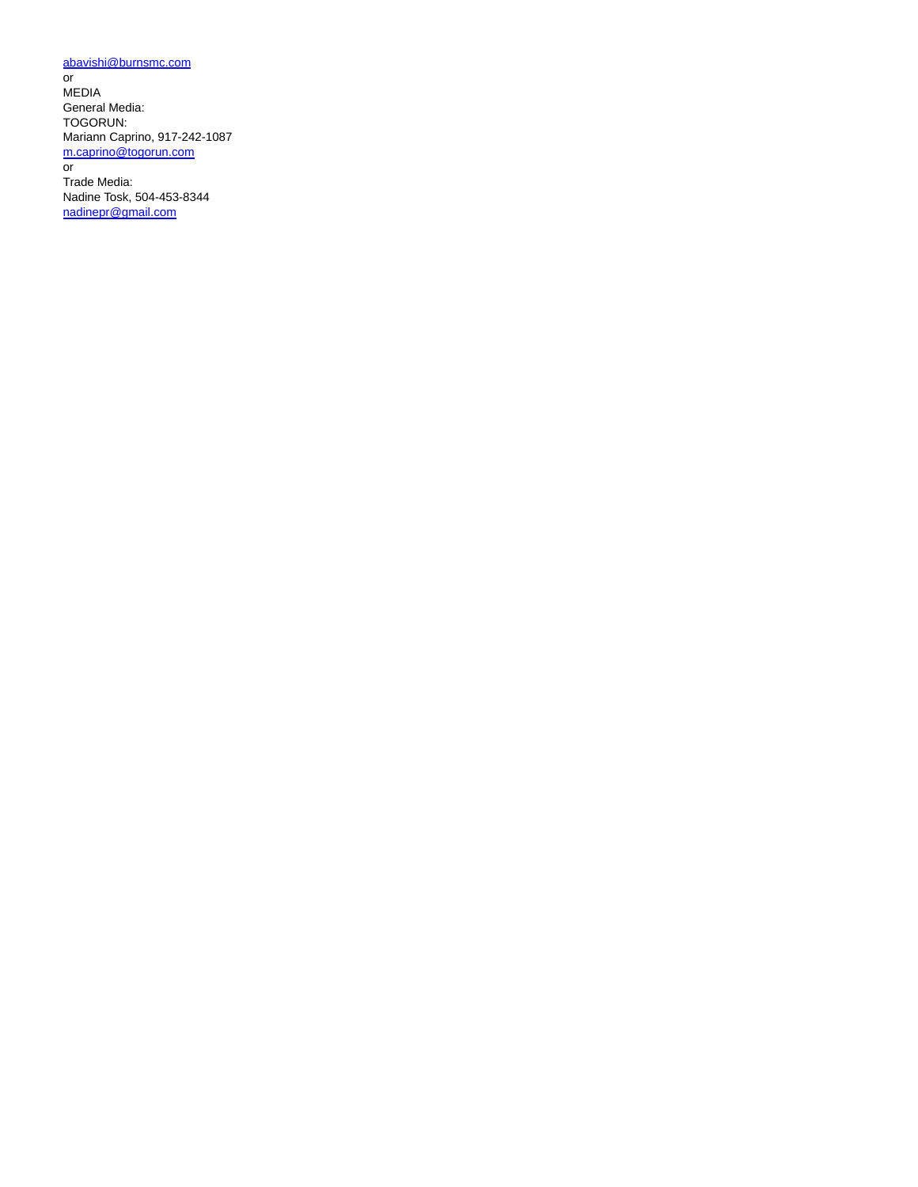abavishi@burnsmc.com
or
MEDIA
General Media:
TOGORUN:
Mariann Caprino, 917-242-1087
m.caprino@togorun.com
or
Trade Media:
Nadine Tosk, 504-453-8344
nadinepr@gmail.com